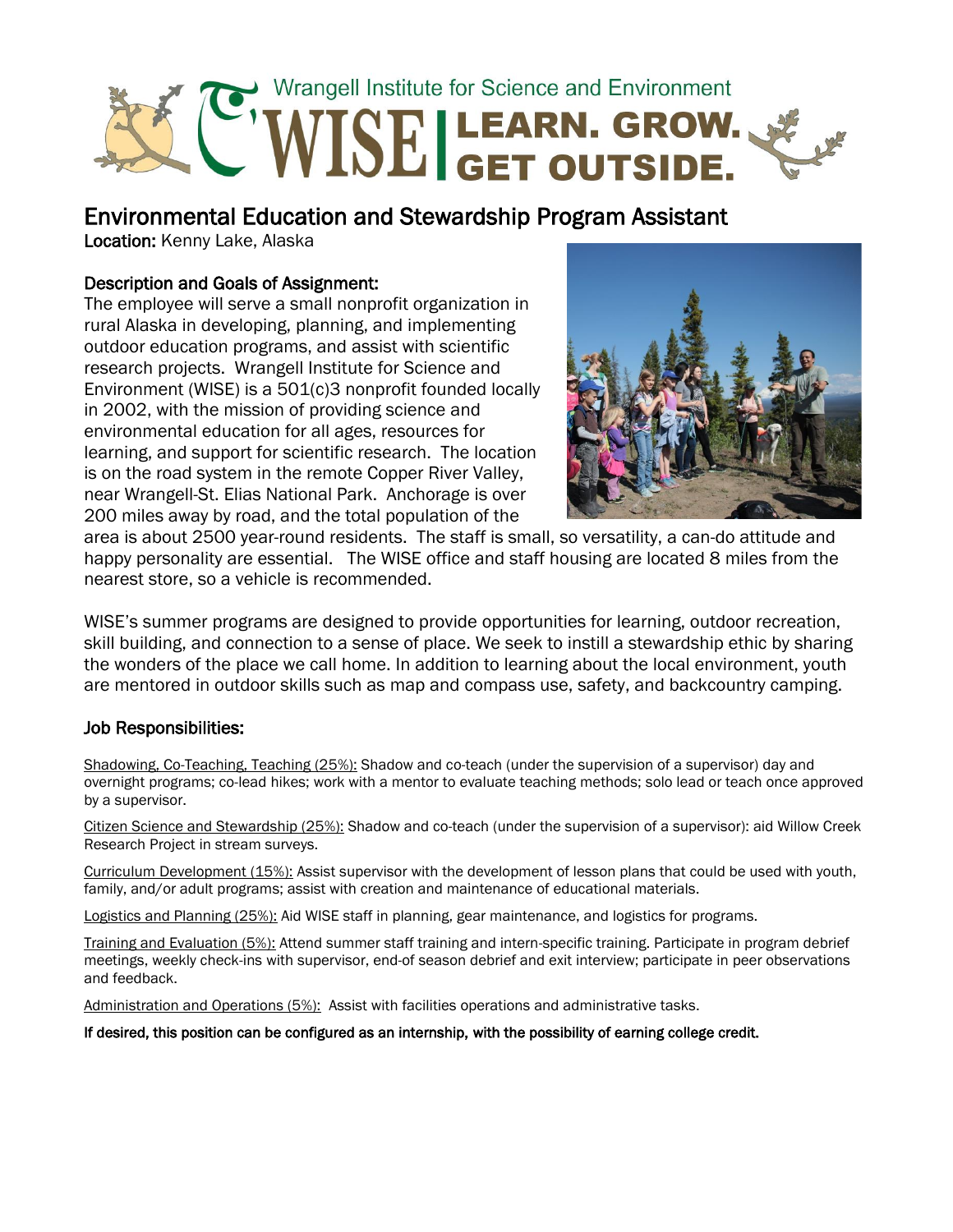Wrangell Institute for Science and Environment

**WISE | LEARN. GROW. GET OUTSIDE.**

# Environmental Education and Stewardship Program Assistant

**Location:** Kenny Lake, Alaska

## Description and Goals of Assignment:

The employee will serve a small nonprofit organization in rural Alaska in developing, planning, and implementing outdoor education programs, and assist with scientific research projects. Wrangell Institute for Science and Environment (WISE) is a 501(c)3 nonprofit founded locally in 2002, with the mission of providing science and environmental education for all ages, resources for learning, and support for scientific research. The location is on the road system in the remote Copper River Valley, near Wrangell-St. Elias National Park. Anchorage is over 200 miles away by road, and the total population of the area is about 2500 year-round residents. The staff is small, so versatility, a can-do attitude and happy personality are essential. The WISE office and staff housing are located 8 miles from the nearest store, so a vehicle is recommended.

WISE's summer programs are designed to provide opportunities for learning, outdoor recreation, skill building, and connection to a sense of place. We seek to instill a stewardship ethic by sharing the wonders of the place we call home. In addition to learning about the local environment, youth are mentored in outdoor skills such as map and compass use, safety, and backcountry camping.

## Job Responsibilities:

Shadowing, Co-Teaching, Teaching (25%): Shadow and co-teach (under the supervision of a supervisor) day and overnight programs; co-lead hikes; work with a mentor to evaluate teaching methods; solo lead or teach once approved by a supervisor.

Citizen Science and Stewardship (25%): Shadow and co-teach (under the supervision of a supervisor): aid Willow Creek Research Project in stream surveys.

Curriculum Development (15%): Assist supervisor with the development of lesson plans that could be used with youth, family, and/or adult programs; assist with creation and maintenance of educational materials.

Logistics and Planning (25%): Aid WISE staff in planning, gear maintenance, and logistics for programs.

Training and Evaluation (5%): Attend summer staff training and intern-specific training. Participate in program debrief meetings, weekly check-ins with supervisor, end-of season debrief and exit interview; participate in peer observations and feedback.

Administration and Operations (5%): Assist with facilities operations and administrative tasks.

**If desired, this position can be configured as an internship, with the possibility of earning college credit.**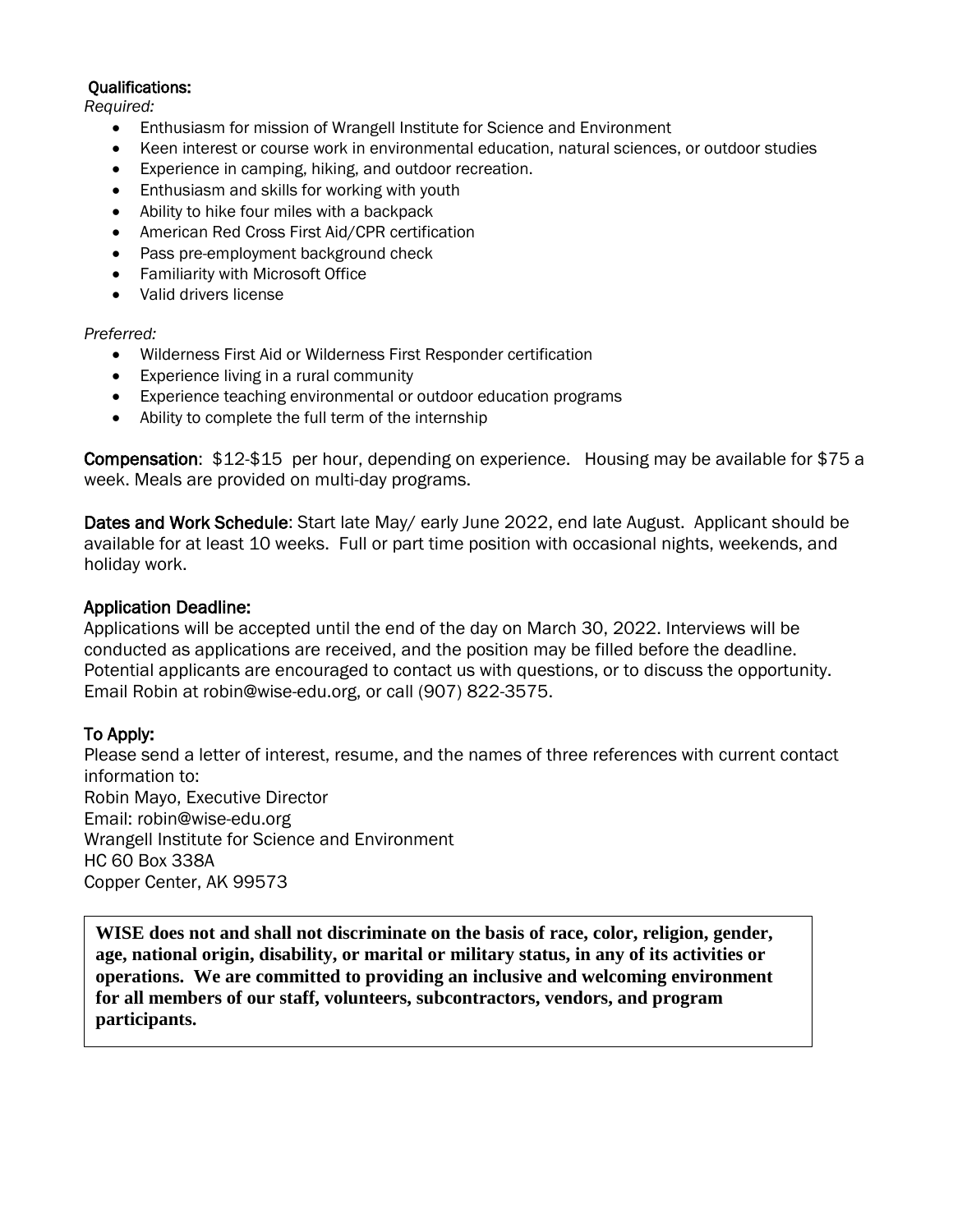### Qualifications:

*Required:*

- Enthusiasm for mission of Wrangell Institute for Science and Environment
- Keen interest or course work in environmental education, natural sciences, or outdoor studies
- Experience in camping, hiking, and outdoor recreation.
- Enthusiasm and skills for working with youth
- Ability to hike four miles with a backpack
- American Red Cross First Aid/CPR certification
- Pass pre-employment background check
- Familiarity with Microsoft Office
- Valid drivers license

*Preferred:*

- Wilderness First Aid or Wilderness First Responder certification
- Experience living in a rural community
- Experience teaching environmental or outdoor education programs
- Ability to complete the full term of the internship

**Compensation**: $12-$15 per hour, depending on experience. Housing may be available for $75 a week. Meals are provided on multi-day programs.

**Dates and Work Schedule**: Start late May/ early June 2022, end late August. Applicant should be available for at least 10 weeks. Full or part time position with occasional nights, weekends, and holiday work.

### Application Deadline:

Applications will be accepted until the end of the day on March 30, 2022. Interviews will be conducted as applications are received, and the position may be filled before the deadline. Potential applicants are encouraged to contact us with questions, or to discuss the opportunity. Email Robin at robin@wise-edu.org, or call (907) 822-3575.

### To Apply:

Please send a letter of interest, resume, and the names of three references with current contact information to:
Robin Mayo, Executive Director
Email: robin@wise-edu.org
Wrangell Institute for Science and Environment
HC 60 Box 338A
Copper Center, AK 99573

**WISE does not and shall not discriminate on the basis of race, color, religion, gender, age, national origin, disability, or marital or military status, in any of its activities or operations. We are committed to providing an inclusive and welcoming environment for all members of our staff, volunteers, subcontractors, vendors, and program participants.**